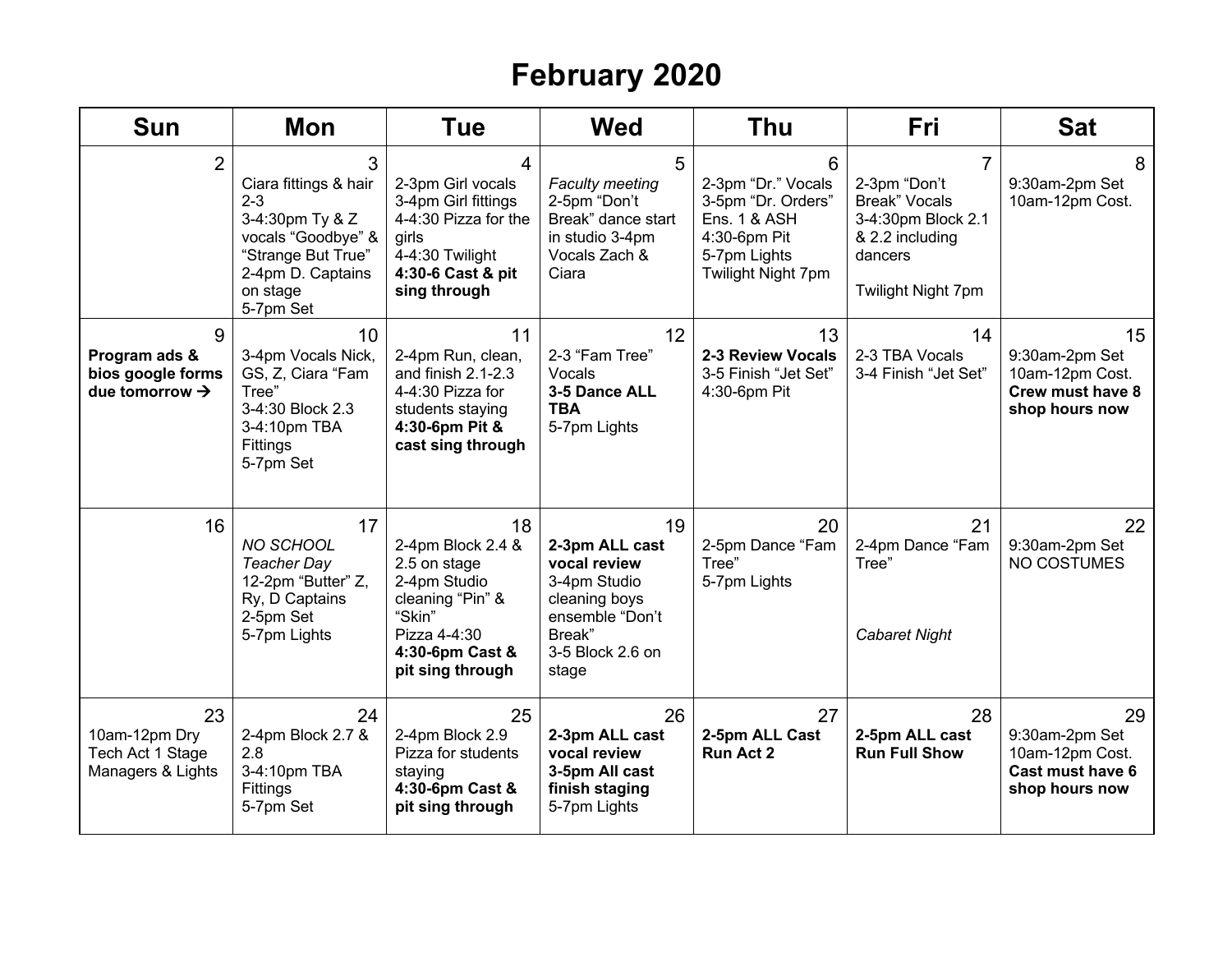# February 2020

| Sun | Mon | Tue | Wed | Thu | Fri | Sat |
|---|---|---|---|---|---|---|
| 2 | 3<br>Ciara fittings & hair 2-3<br>3-4:30pm Ty & Z vocals "Goodbye" & "Strange But True"<br>2-4pm D. Captains on stage<br>5-7pm Set | 4<br>2-3pm Girl vocals<br>3-4pm Girl fittings<br>4-4:30 Pizza for the girls<br>4-4:30 Twilight<br>**4:30-6 Cast & pit sing through** | 5<br>*Faculty meeting*<br>2-5pm "Don't Break" dance start in studio 3-4pm Vocals Zach & Ciara | 6<br>2-3pm "Dr." Vocals<br>3-5pm "Dr. Orders" Ens. 1 & ASH<br>4:30-6pm Pit<br>5-7pm Lights<br>Twilight Night 7pm | 7<br>2-3pm "Don't Break" Vocals<br>3-4:30pm Block 2.1 & 2.2 including dancers<br><br>Twilight Night 7pm | 8<br>9:30am-2pm Set<br>10am-12pm Cost. |
| 9<br>**Program ads & bios google forms due tomorrow →** | 10<br>3-4pm Vocals Nick, GS, Z, Ciara "Fam Tree"<br>3-4:30 Block 2.3<br>3-4:10pm TBA Fittings<br>5-7pm Set | 11<br>2-4pm Run, clean, and finish 2.1-2.3<br>4-4:30 Pizza for students staying<br>**4:30-6pm Pit & cast sing through** | 12<br>2-3 "Fam Tree" Vocals<br>**3-5 Dance ALL TBA**<br>5-7pm Lights | 13<br>**2-3 Review Vocals**<br>3-5 Finish "Jet Set"<br>4:30-6pm Pit | 14<br>2-3 TBA Vocals<br>3-4 Finish "Jet Set" | 15<br>9:30am-2pm Set<br>10am-12pm Cost.<br>**Crew must have 8 shop hours now** |
| 16 | 17<br>*NO SCHOOL Teacher Day*<br>12-2pm "Butter" Z, Ry, D Captains<br>2-5pm Set<br>5-7pm Lights | 18<br>2-4pm Block 2.4 & 2.5 on stage<br>2-4pm Studio cleaning "Pin" & "Skin"<br>Pizza 4-4:30<br>**4:30-6pm Cast & pit sing through** | 19<br>**2-3pm ALL cast vocal review**<br>3-4pm Studio cleaning boys ensemble "Don't Break"<br>3-5 Block 2.6 on stage | 20<br>2-5pm Dance "Fam Tree"<br>5-7pm Lights | 21<br>2-4pm Dance "Fam Tree"<br><br>*Cabaret Night* | 22<br>9:30am-2pm Set<br>NO COSTUMES |
| 23<br>10am-12pm Dry Tech Act 1 Stage Managers & Lights | 24<br>2-4pm Block 2.7 & 2.8<br>3-4:10pm TBA Fittings<br>5-7pm Set | 25<br>2-4pm Block 2.9<br>Pizza for students staying<br>**4:30-6pm Cast & pit sing through** | 26<br>**2-3pm ALL cast vocal review**<br>**3-5pm All cast finish staging**<br>5-7pm Lights | 27<br>**2-5pm ALL Cast Run Act 2** | 28<br>**2-5pm ALL cast Run Full Show** | 29<br>9:30am-2pm Set<br>10am-12pm Cost.<br>**Cast must have 6 shop hours now** |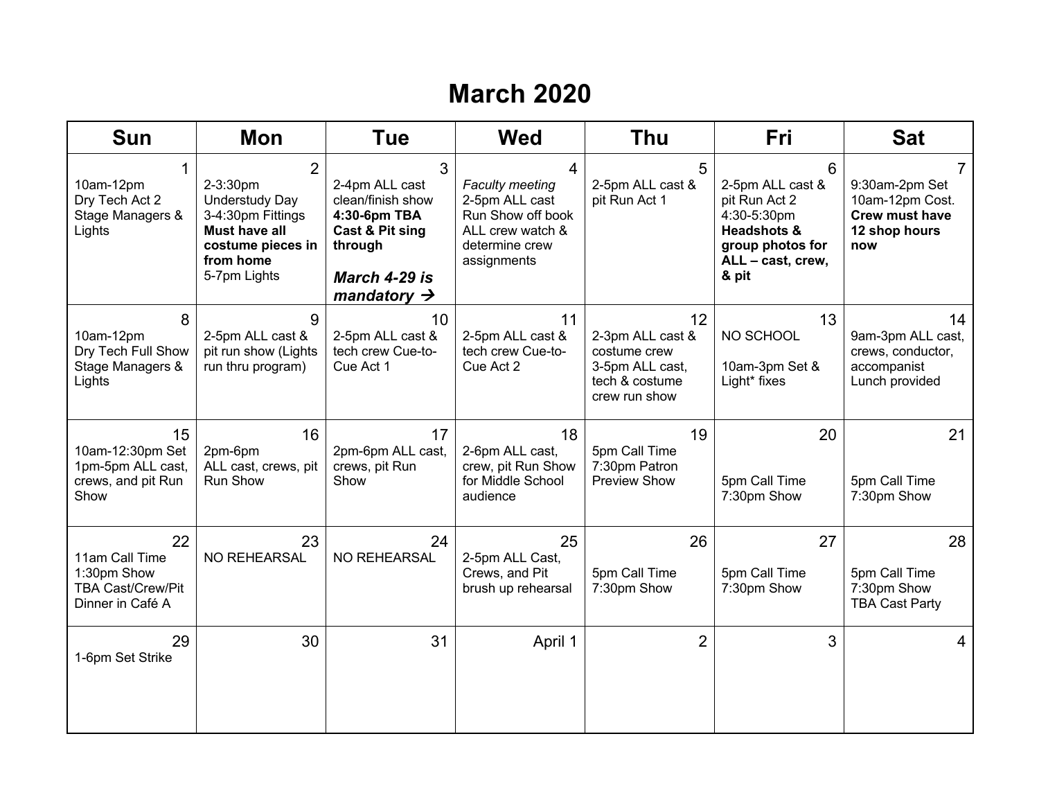# March 2020

| Sun | Mon | Tue | Wed | Thu | Fri | Sat |
|---|---|---|---|---|---|---|
| 1<br>10am-12pm<br>Dry Tech Act 2<br>Stage Managers & Lights | 2<br>2-3:30pm<br>Understudy Day<br>3-4:30pm Fittings<br>**Must have all costume pieces in from home**<br>5-7pm Lights | 3<br>2-4pm ALL cast clean/finish show<br>**4:30-6pm TBA Cast & Pit sing through**<br>***March 4-29 is mandatory →*** | 4<br>*Faculty meeting*<br>2-5pm ALL cast Run Show off book<br>ALL crew watch & determine crew assignments | 5<br>2-5pm ALL cast & pit Run Act 1 | 6<br>2-5pm ALL cast & pit Run Act 2<br>4:30-5:30pm<br>**Headshots & group photos for ALL – cast, crew, & pit** | 7<br>9:30am-2pm Set<br>10am-12pm Cost.<br>**Crew must have 12 shop hours now** |
| 8<br>10am-12pm<br>Dry Tech Full Show<br>Stage Managers & Lights | 9<br>2-5pm ALL cast & pit run show (Lights run thru program) | 10<br>2-5pm ALL cast & tech crew Cue-to-Cue Act 1 | 11<br>2-5pm ALL cast & tech crew Cue-to-Cue Act 2 | 12<br>2-3pm ALL cast & costume crew<br>3-5pm ALL cast, tech & costume crew run show | 13<br>NO SCHOOL<br>10am-3pm Set & Light* fixes | 14<br>9am-3pm ALL cast, crews, conductor, accompanist<br>Lunch provided |
| 15<br>10am-12:30pm Set<br>1pm-5pm ALL cast, crews, and pit Run Show | 16<br>2pm-6pm<br>ALL cast, crews, pit Run Show | 17<br>2pm-6pm ALL cast, crews, pit Run Show | 18<br>2-6pm ALL cast, crew, pit Run Show for Middle School audience | 19<br>5pm Call Time<br>7:30pm Patron Preview Show | 20<br>5pm Call Time<br>7:30pm Show | 21<br>5pm Call Time<br>7:30pm Show |
| 22<br>11am Call Time<br>1:30pm Show<br>TBA Cast/Crew/Pit Dinner in Café A | 23<br>NO REHEARSAL | 24<br>NO REHEARSAL | 25<br>2-5pm ALL Cast, Crews, and Pit brush up rehearsal | 26<br>5pm Call Time<br>7:30pm Show | 27<br>5pm Call Time<br>7:30pm Show | 28<br>5pm Call Time<br>7:30pm Show<br>TBA Cast Party |
| 29<br>1-6pm Set Strike | 30 | 31 | April 1 | 2 | 3 | 4 |